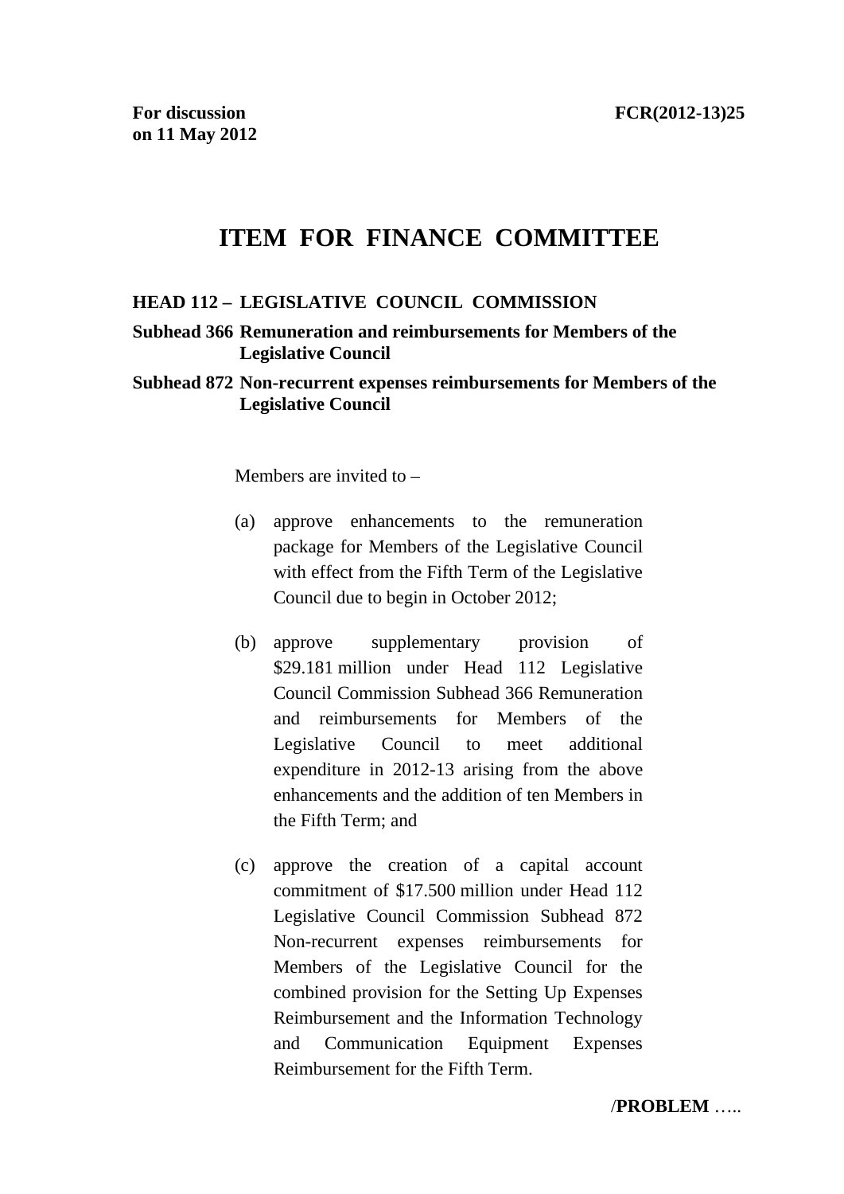**For discussion on 11 May 2012** **FCR(2012-13)25**

# ITEM FOR FINANCE COMMITTEE

**HEAD 112 – LEGISLATIVE COUNCIL COMMISSION**

**Subhead 366 Remuneration and reimbursements for Members of the Legislative Council**

**Subhead 872 Non-recurrent expenses reimbursements for Members of the Legislative Council**

Members are invited to –

(a) approve enhancements to the remuneration package for Members of the Legislative Council with effect from the Fifth Term of the Legislative Council due to begin in October 2012;

(b) approve supplementary provision of $29.181 million under Head 112 Legislative Council Commission Subhead 366 Remuneration and reimbursements for Members of the Legislative Council to meet additional expenditure in 2012-13 arising from the above enhancements and the addition of ten Members in the Fifth Term; and

(c) approve the creation of a capital account commitment of $17.500 million under Head 112 Legislative Council Commission Subhead 872 Non-recurrent expenses reimbursements for Members of the Legislative Council for the combined provision for the Setting Up Expenses Reimbursement and the Information Technology and Communication Equipment Expenses Reimbursement for the Fifth Term.

/**PROBLEM** …..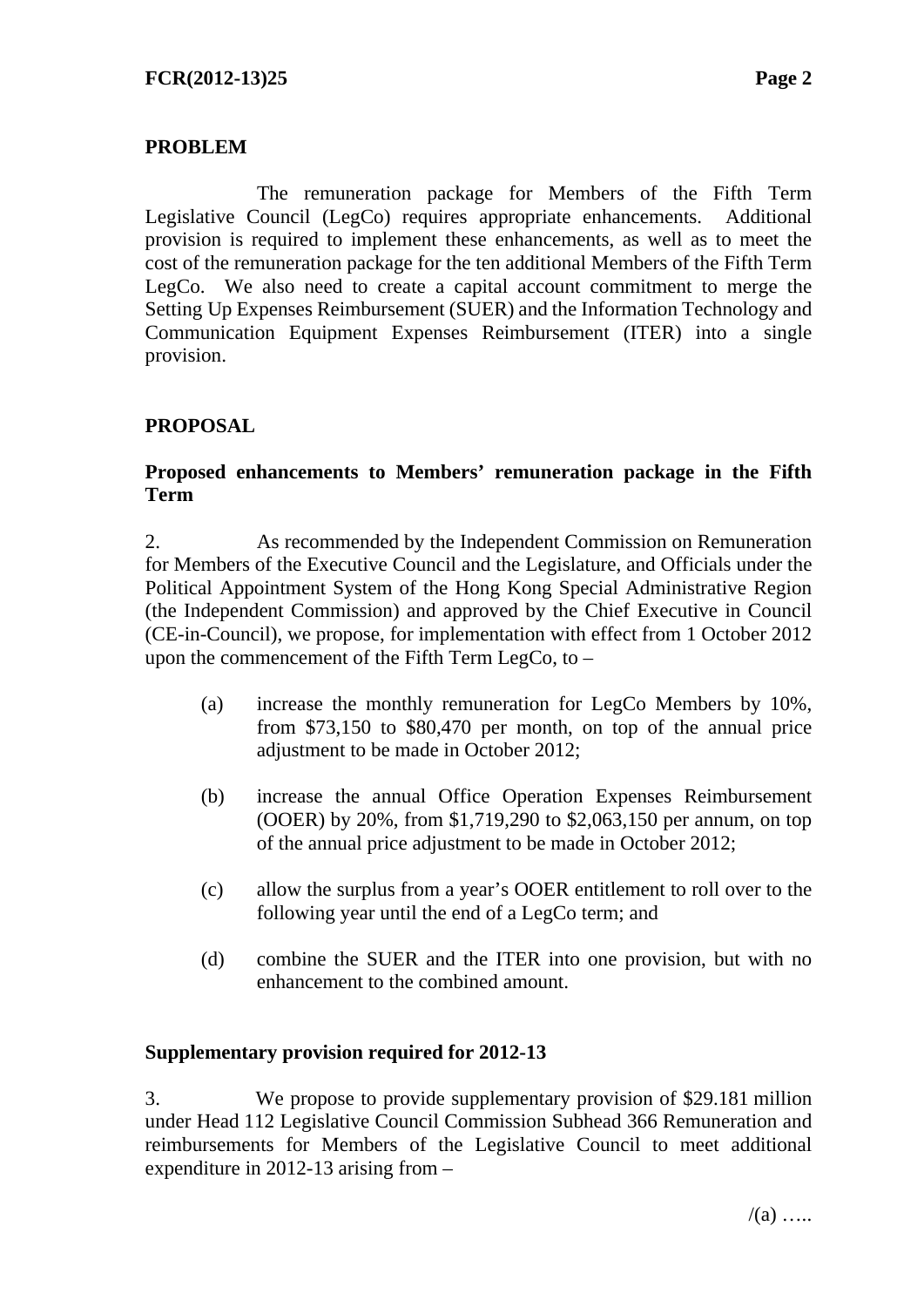## PROBLEM

The remuneration package for Members of the Fifth Term Legislative Council (LegCo) requires appropriate enhancements. Additional provision is required to implement these enhancements, as well as to meet the cost of the remuneration package for the ten additional Members of the Fifth Term LegCo. We also need to create a capital account commitment to merge the Setting Up Expenses Reimbursement (SUER) and the Information Technology and Communication Equipment Expenses Reimbursement (ITER) into a single provision.

## PROPOSAL

### Proposed enhancements to Members' remuneration package in the Fifth Term

2. As recommended by the Independent Commission on Remuneration for Members of the Executive Council and the Legislature, and Officials under the Political Appointment System of the Hong Kong Special Administrative Region (the Independent Commission) and approved by the Chief Executive in Council (CE-in-Council), we propose, for implementation with effect from 1 October 2012 upon the commencement of the Fifth Term LegCo, to –

(a) increase the monthly remuneration for LegCo Members by 10%, from $73,150 to $80,470 per month, on top of the annual price adjustment to be made in October 2012;

(b) increase the annual Office Operation Expenses Reimbursement (OOER) by 20%, from $1,719,290 to $2,063,150 per annum, on top of the annual price adjustment to be made in October 2012;

(c) allow the surplus from a year's OOER entitlement to roll over to the following year until the end of a LegCo term; and

(d) combine the SUER and the ITER into one provision, but with no enhancement to the combined amount.

### Supplementary provision required for 2012-13

3. We propose to provide supplementary provision of $29.181 million under Head 112 Legislative Council Commission Subhead 366 Remuneration and reimbursements for Members of the Legislative Council to meet additional expenditure in 2012-13 arising from –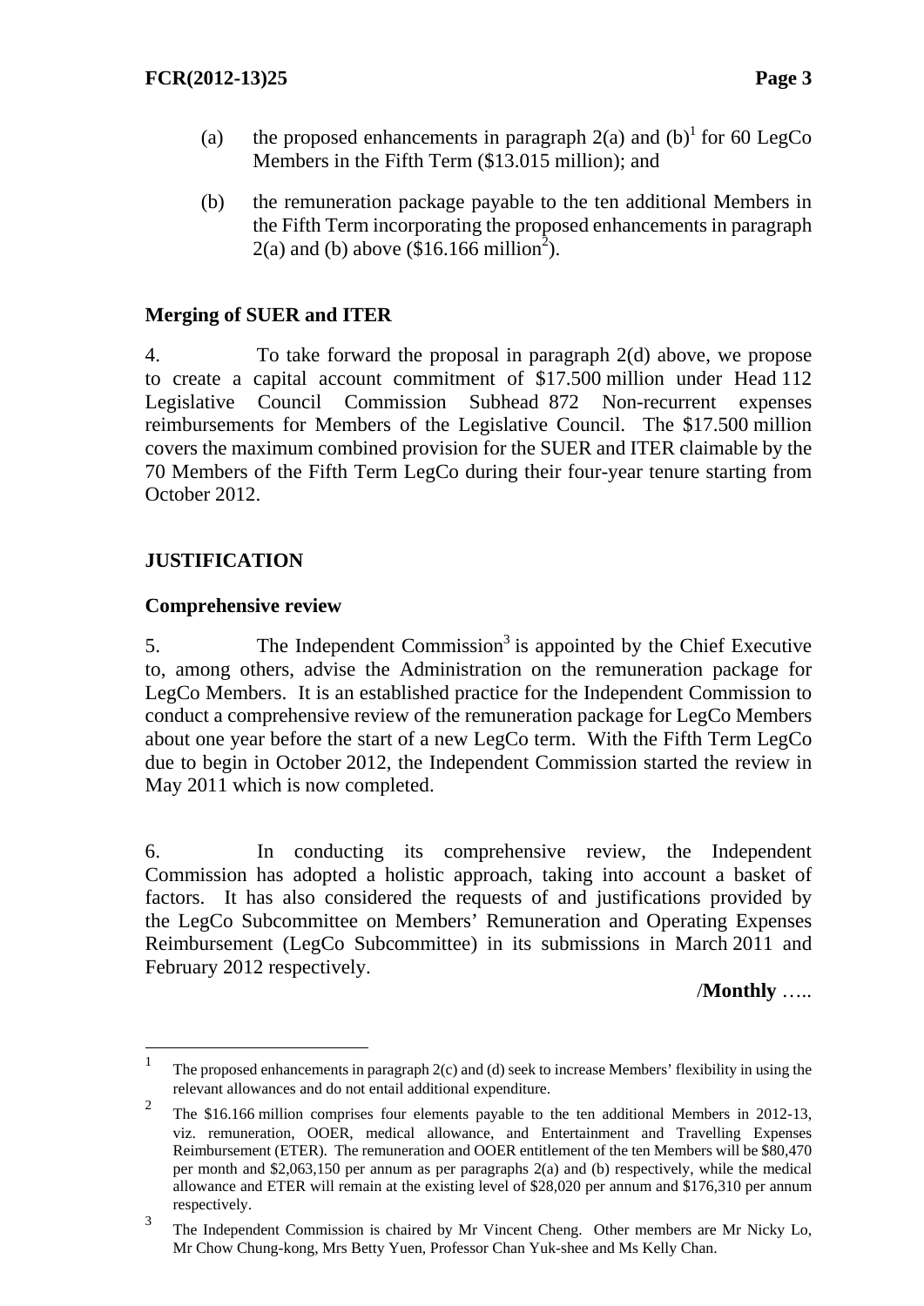(a) the proposed enhancements in paragraph 2(a) and (b)[1] for 60 LegCo Members in the Fifth Term ($13.015 million); and

(b) the remuneration package payable to the ten additional Members in the Fifth Term incorporating the proposed enhancements in paragraph 2(a) and (b) above ($16.166 million[2]).

**Merging of SUER and ITER**

4. To take forward the proposal in paragraph 2(d) above, we propose to create a capital account commitment of $17.500 million under Head 112 Legislative Council Commission Subhead 872 Non-recurrent expenses reimbursements for Members of the Legislative Council. The $17.500 million covers the maximum combined provision for the SUER and ITER claimable by the 70 Members of the Fifth Term LegCo during their four-year tenure starting from October 2012.

## JUSTIFICATION

**Comprehensive review**

5. The Independent Commission[3] is appointed by the Chief Executive to, among others, advise the Administration on the remuneration package for LegCo Members. It is an established practice for the Independent Commission to conduct a comprehensive review of the remuneration package for LegCo Members about one year before the start of a new LegCo term. With the Fifth Term LegCo due to begin in October 2012, the Independent Commission started the review in May 2011 which is now completed.

6. In conducting its comprehensive review, the Independent Commission has adopted a holistic approach, taking into account a basket of factors. It has also considered the requests of and justifications provided by the LegCo Subcommittee on Members' Remuneration and Operating Expenses Reimbursement (LegCo Subcommittee) in its submissions in March 2011 and February 2012 respectively.

/**Monthly** …..

---

[1] The proposed enhancements in paragraph 2(c) and (d) seek to increase Members' flexibility in using the relevant allowances and do not entail additional expenditure.

[2] The $16.166 million comprises four elements payable to the ten additional Members in 2012-13, viz. remuneration, OOER, medical allowance, and Entertainment and Travelling Expenses Reimbursement (ETER). The remuneration and OOER entitlement of the ten Members will be $80,470 per month and $2,063,150 per annum as per paragraphs 2(a) and (b) respectively, while the medical allowance and ETER will remain at the existing level of $28,020 per annum and $176,310 per annum respectively.

[3] The Independent Commission is chaired by Mr Vincent Cheng. Other members are Mr Nicky Lo, Mr Chow Chung-kong, Mrs Betty Yuen, Professor Chan Yuk-shee and Ms Kelly Chan.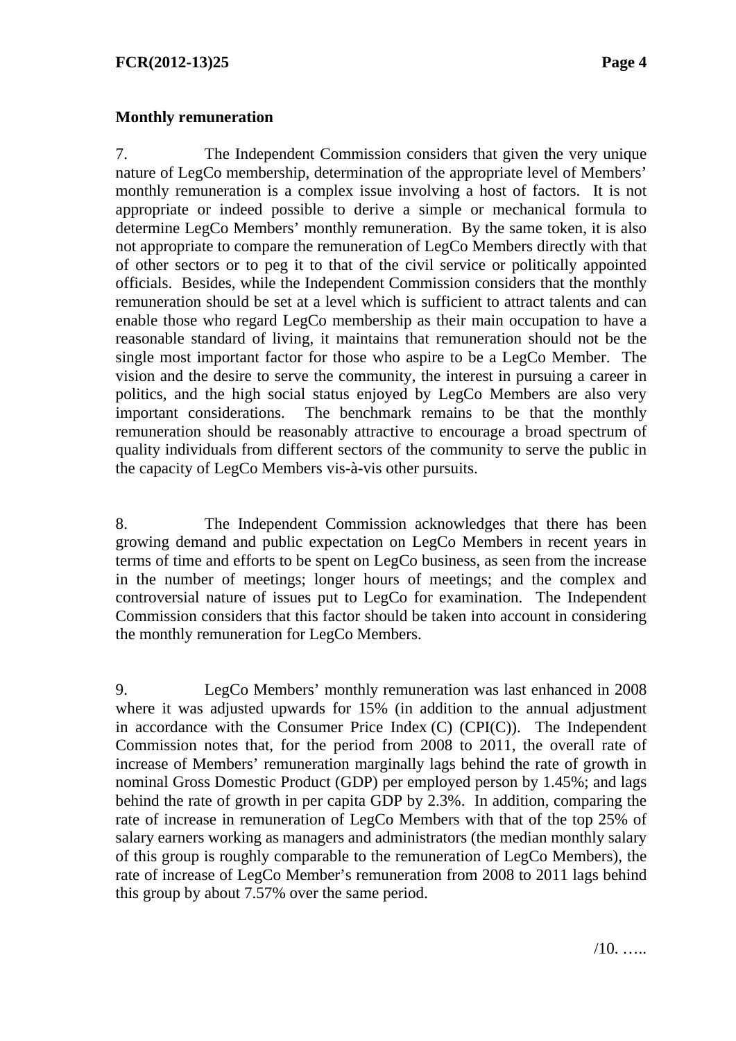**Monthly remuneration**

7. The Independent Commission considers that given the very unique nature of LegCo membership, determination of the appropriate level of Members' monthly remuneration is a complex issue involving a host of factors. It is not appropriate or indeed possible to derive a simple or mechanical formula to determine LegCo Members' monthly remuneration. By the same token, it is also not appropriate to compare the remuneration of LegCo Members directly with that of other sectors or to peg it to that of the civil service or politically appointed officials. Besides, while the Independent Commission considers that the monthly remuneration should be set at a level which is sufficient to attract talents and can enable those who regard LegCo membership as their main occupation to have a reasonable standard of living, it maintains that remuneration should not be the single most important factor for those who aspire to be a LegCo Member. The vision and the desire to serve the community, the interest in pursuing a career in politics, and the high social status enjoyed by LegCo Members are also very important considerations. The benchmark remains to be that the monthly remuneration should be reasonably attractive to encourage a broad spectrum of quality individuals from different sectors of the community to serve the public in the capacity of LegCo Members vis-à-vis other pursuits.

8. The Independent Commission acknowledges that there has been growing demand and public expectation on LegCo Members in recent years in terms of time and efforts to be spent on LegCo business, as seen from the increase in the number of meetings; longer hours of meetings; and the complex and controversial nature of issues put to LegCo for examination. The Independent Commission considers that this factor should be taken into account in considering the monthly remuneration for LegCo Members.

9. LegCo Members' monthly remuneration was last enhanced in 2008 where it was adjusted upwards for 15% (in addition to the annual adjustment in accordance with the Consumer Price Index (C) (CPI(C)). The Independent Commission notes that, for the period from 2008 to 2011, the overall rate of increase of Members' remuneration marginally lags behind the rate of growth in nominal Gross Domestic Product (GDP) per employed person by 1.45%; and lags behind the rate of growth in per capita GDP by 2.3%. In addition, comparing the rate of increase in remuneration of LegCo Members with that of the top 25% of salary earners working as managers and administrators (the median monthly salary of this group is roughly comparable to the remuneration of LegCo Members), the rate of increase of LegCo Member's remuneration from 2008 to 2011 lags behind this group by about 7.57% over the same period.

/10. …..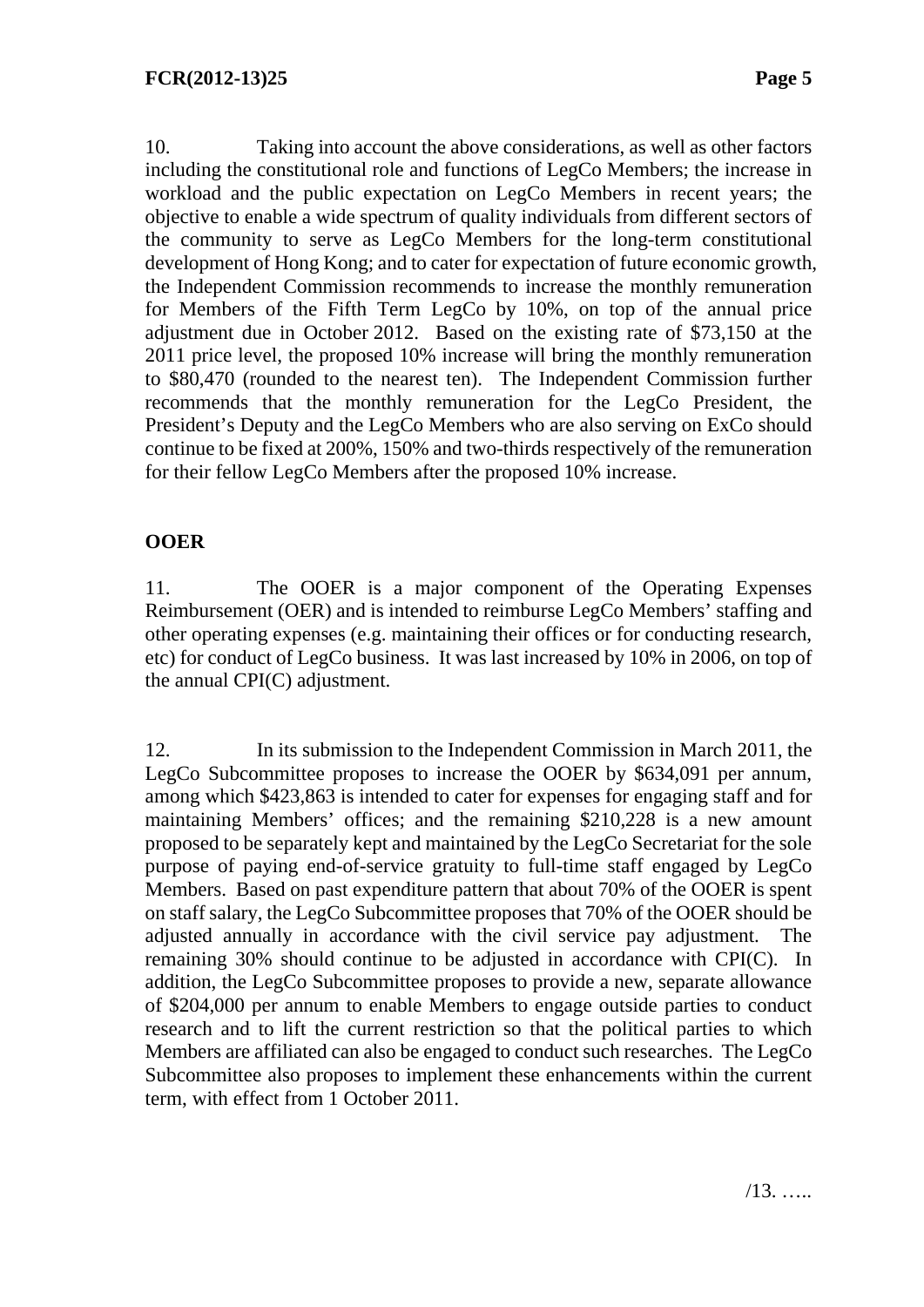10. Taking into account the above considerations, as well as other factors including the constitutional role and functions of LegCo Members; the increase in workload and the public expectation on LegCo Members in recent years; the objective to enable a wide spectrum of quality individuals from different sectors of the community to serve as LegCo Members for the long-term constitutional development of Hong Kong; and to cater for expectation of future economic growth, the Independent Commission recommends to increase the monthly remuneration for Members of the Fifth Term LegCo by 10%, on top of the annual price adjustment due in October 2012. Based on the existing rate of $73,150 at the 2011 price level, the proposed 10% increase will bring the monthly remuneration to $80,470 (rounded to the nearest ten). The Independent Commission further recommends that the monthly remuneration for the LegCo President, the President's Deputy and the LegCo Members who are also serving on ExCo should continue to be fixed at 200%, 150% and two-thirds respectively of the remuneration for their fellow LegCo Members after the proposed 10% increase.

**OOER**

11. The OOER is a major component of the Operating Expenses Reimbursement (OER) and is intended to reimburse LegCo Members' staffing and other operating expenses (e.g. maintaining their offices or for conducting research, etc) for conduct of LegCo business. It was last increased by 10% in 2006, on top of the annual CPI(C) adjustment.

12. In its submission to the Independent Commission in March 2011, the LegCo Subcommittee proposes to increase the OOER by $634,091 per annum, among which $423,863 is intended to cater for expenses for engaging staff and for maintaining Members' offices; and the remaining $210,228 is a new amount proposed to be separately kept and maintained by the LegCo Secretariat for the sole purpose of paying end-of-service gratuity to full-time staff engaged by LegCo Members. Based on past expenditure pattern that about 70% of the OOER is spent on staff salary, the LegCo Subcommittee proposes that 70% of the OOER should be adjusted annually in accordance with the civil service pay adjustment. The remaining 30% should continue to be adjusted in accordance with CPI(C). In addition, the LegCo Subcommittee proposes to provide a new, separate allowance of $204,000 per annum to enable Members to engage outside parties to conduct research and to lift the current restriction so that the political parties to which Members are affiliated can also be engaged to conduct such researches. The LegCo Subcommittee also proposes to implement these enhancements within the current term, with effect from 1 October 2011.

/13. …..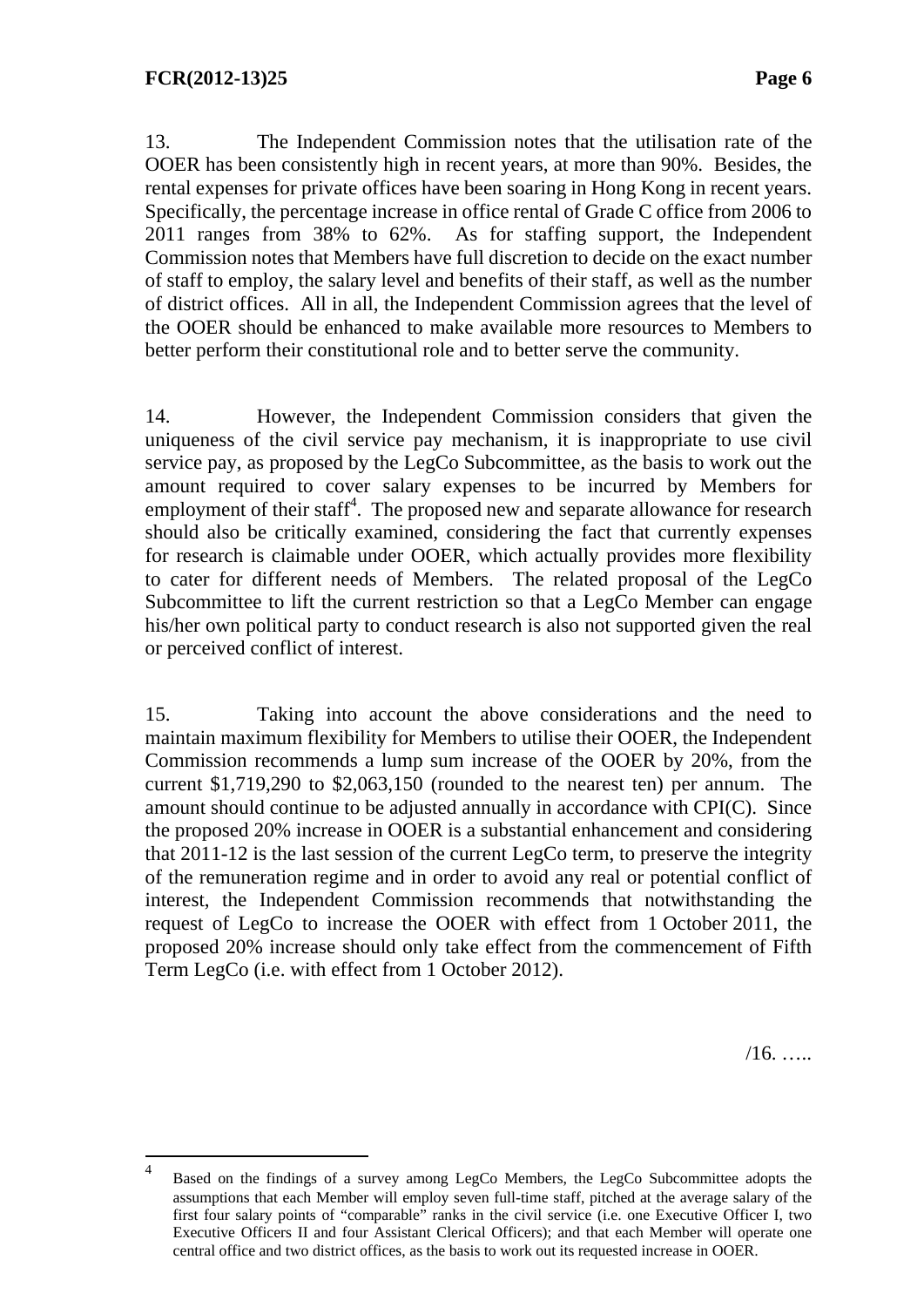13. The Independent Commission notes that the utilisation rate of the OOER has been consistently high in recent years, at more than 90%. Besides, the rental expenses for private offices have been soaring in Hong Kong in recent years. Specifically, the percentage increase in office rental of Grade C office from 2006 to 2011 ranges from 38% to 62%. As for staffing support, the Independent Commission notes that Members have full discretion to decide on the exact number of staff to employ, the salary level and benefits of their staff, as well as the number of district offices. All in all, the Independent Commission agrees that the level of the OOER should be enhanced to make available more resources to Members to better perform their constitutional role and to better serve the community.

14. However, the Independent Commission considers that given the uniqueness of the civil service pay mechanism, it is inappropriate to use civil service pay, as proposed by the LegCo Subcommittee, as the basis to work out the amount required to cover salary expenses to be incurred by Members for employment of their staff[4]. The proposed new and separate allowance for research should also be critically examined, considering the fact that currently expenses for research is claimable under OOER, which actually provides more flexibility to cater for different needs of Members. The related proposal of the LegCo Subcommittee to lift the current restriction so that a LegCo Member can engage his/her own political party to conduct research is also not supported given the real or perceived conflict of interest.

15. Taking into account the above considerations and the need to maintain maximum flexibility for Members to utilise their OOER, the Independent Commission recommends a lump sum increase of the OOER by 20%, from the current $1,719,290 to $2,063,150 (rounded to the nearest ten) per annum. The amount should continue to be adjusted annually in accordance with CPI(C). Since the proposed 20% increase in OOER is a substantial enhancement and considering that 2011-12 is the last session of the current LegCo term, to preserve the integrity of the remuneration regime and in order to avoid any real or potential conflict of interest, the Independent Commission recommends that notwithstanding the request of LegCo to increase the OOER with effect from 1 October 2011, the proposed 20% increase should only take effect from the commencement of Fifth Term LegCo (i.e. with effect from 1 October 2012).

/16. …..

---

[4] Based on the findings of a survey among LegCo Members, the LegCo Subcommittee adopts the assumptions that each Member will employ seven full-time staff, pitched at the average salary of the first four salary points of "comparable" ranks in the civil service (i.e. one Executive Officer I, two Executive Officers II and four Assistant Clerical Officers); and that each Member will operate one central office and two district offices, as the basis to work out its requested increase in OOER.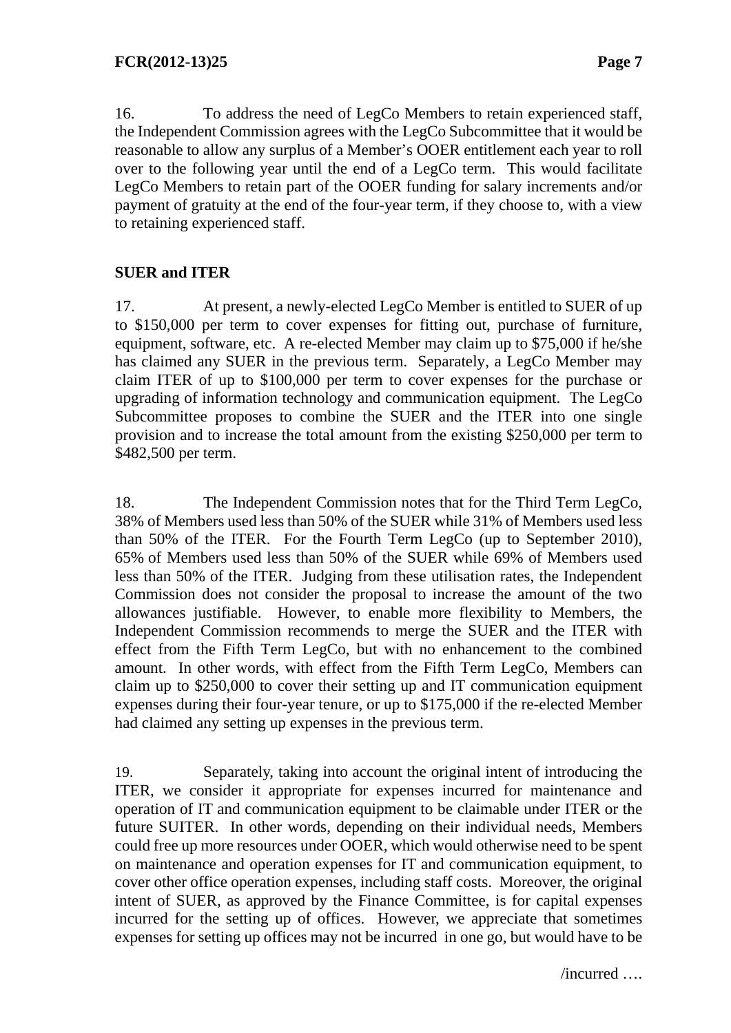16. To address the need of LegCo Members to retain experienced staff, the Independent Commission agrees with the LegCo Subcommittee that it would be reasonable to allow any surplus of a Member's OOER entitlement each year to roll over to the following year until the end of a LegCo term. This would facilitate LegCo Members to retain part of the OOER funding for salary increments and/or payment of gratuity at the end of the four-year term, if they choose to, with a view to retaining experienced staff.

**SUER and ITER**

17. At present, a newly-elected LegCo Member is entitled to SUER of up to $150,000 per term to cover expenses for fitting out, purchase of furniture, equipment, software, etc. A re-elected Member may claim up to $75,000 if he/she has claimed any SUER in the previous term. Separately, a LegCo Member may claim ITER of up to $100,000 per term to cover expenses for the purchase or upgrading of information technology and communication equipment. The LegCo Subcommittee proposes to combine the SUER and the ITER into one single provision and to increase the total amount from the existing $250,000 per term to $482,500 per term.

18. The Independent Commission notes that for the Third Term LegCo, 38% of Members used less than 50% of the SUER while 31% of Members used less than 50% of the ITER. For the Fourth Term LegCo (up to September 2010), 65% of Members used less than 50% of the SUER while 69% of Members used less than 50% of the ITER. Judging from these utilisation rates, the Independent Commission does not consider the proposal to increase the amount of the two allowances justifiable. However, to enable more flexibility to Members, the Independent Commission recommends to merge the SUER and the ITER with effect from the Fifth Term LegCo, but with no enhancement to the combined amount. In other words, with effect from the Fifth Term LegCo, Members can claim up to $250,000 to cover their setting up and IT communication equipment expenses during their four-year tenure, or up to $175,000 if the re-elected Member had claimed any setting up expenses in the previous term.

19. Separately, taking into account the original intent of introducing the ITER, we consider it appropriate for expenses incurred for maintenance and operation of IT and communication equipment to be claimable under ITER or the future SUITER. In other words, depending on their individual needs, Members could free up more resources under OOER, which would otherwise need to be spent on maintenance and operation expenses for IT and communication equipment, to cover other office operation expenses, including staff costs. Moreover, the original intent of SUER, as approved by the Finance Committee, is for capital expenses incurred for the setting up of offices. However, we appreciate that sometimes expenses for setting up offices may not be incurred in one go, but would have to be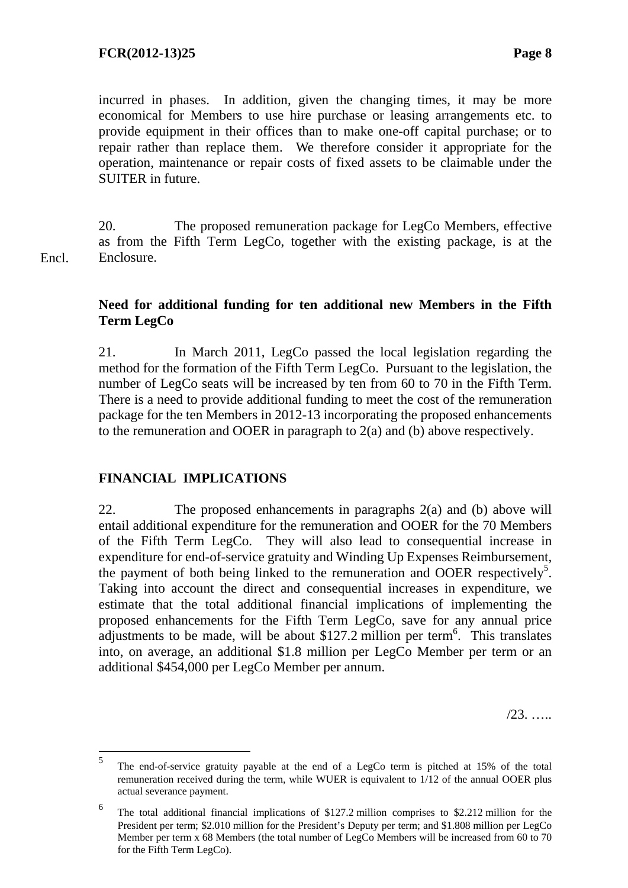incurred in phases. In addition, given the changing times, it may be more economical for Members to use hire purchase or leasing arrangements etc. to provide equipment in their offices than to make one-off capital purchase; or to repair rather than replace them. We therefore consider it appropriate for the operation, maintenance or repair costs of fixed assets to be claimable under the SUITER in future.

Encl.

20. The proposed remuneration package for LegCo Members, effective as from the Fifth Term LegCo, together with the existing package, is at the Enclosure.

**Need for additional funding for ten additional new Members in the Fifth Term LegCo**

21. In March 2011, LegCo passed the local legislation regarding the method for the formation of the Fifth Term LegCo. Pursuant to the legislation, the number of LegCo seats will be increased by ten from 60 to 70 in the Fifth Term. There is a need to provide additional funding to meet the cost of the remuneration package for the ten Members in 2012-13 incorporating the proposed enhancements to the remuneration and OOER in paragraph to 2(a) and (b) above respectively.

## FINANCIAL IMPLICATIONS

22. The proposed enhancements in paragraphs 2(a) and (b) above will entail additional expenditure for the remuneration and OOER for the 70 Members of the Fifth Term LegCo. They will also lead to consequential increase in expenditure for end-of-service gratuity and Winding Up Expenses Reimbursement, the payment of both being linked to the remuneration and OOER respectively[5]. Taking into account the direct and consequential increases in expenditure, we estimate that the total additional financial implications of implementing the proposed enhancements for the Fifth Term LegCo, save for any annual price adjustments to be made, will be about $127.2 million per term[6]. This translates into, on average, an additional $1.8 million per LegCo Member per term or an additional $454,000 per LegCo Member per annum.

/23. …..

---

[5] The end-of-service gratuity payable at the end of a LegCo term is pitched at 15% of the total remuneration received during the term, while WUER is equivalent to 1/12 of the annual OOER plus actual severance payment.

[6] The total additional financial implications of $127.2 million comprises to $2.212 million for the President per term; $2.010 million for the President's Deputy per term; and $1.808 million per LegCo Member per term x 68 Members (the total number of LegCo Members will be increased from 60 to 70 for the Fifth Term LegCo).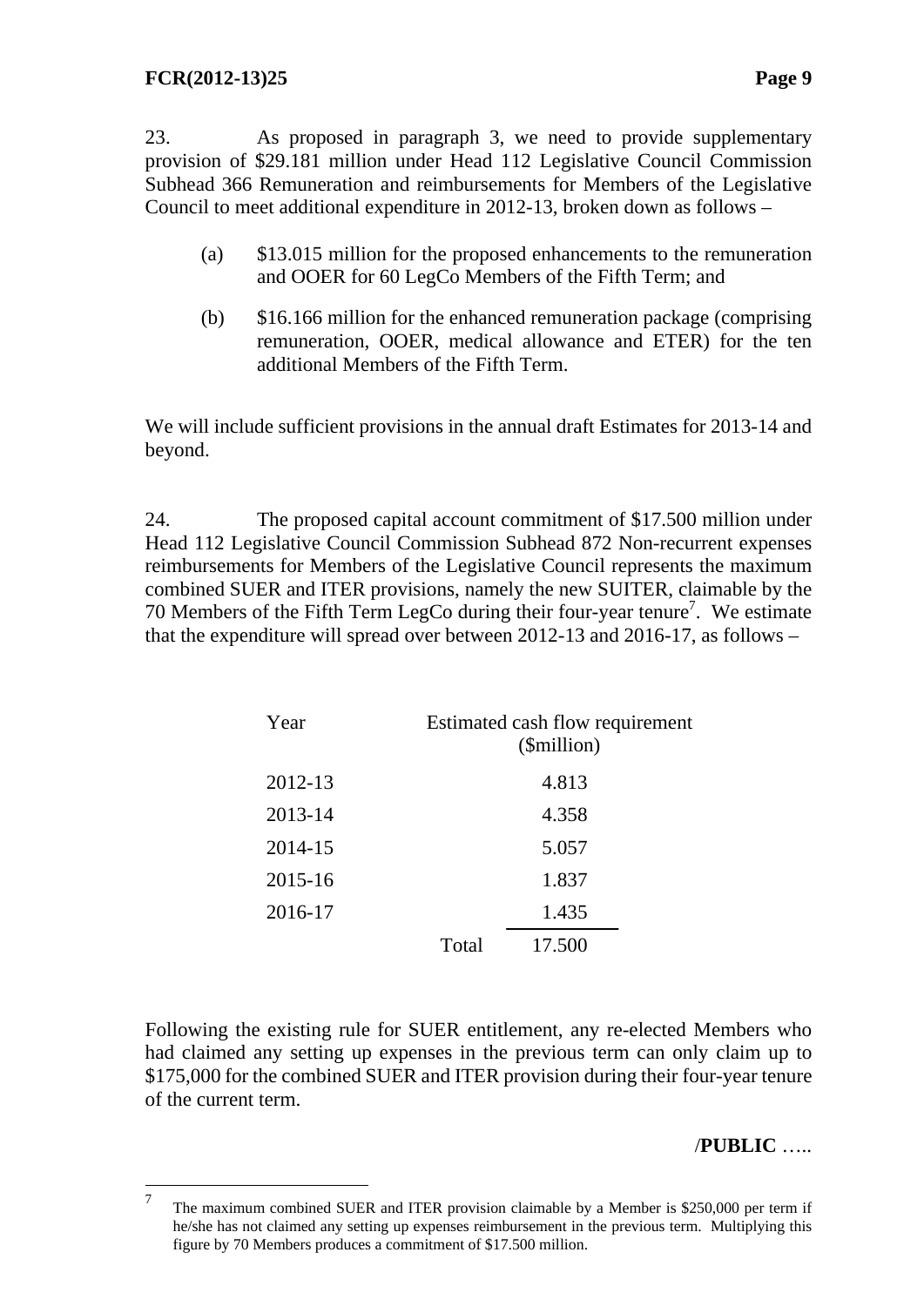23. As proposed in paragraph 3, we need to provide supplementary provision of $29.181 million under Head 112 Legislative Council Commission Subhead 366 Remuneration and reimbursements for Members of the Legislative Council to meet additional expenditure in 2012-13, broken down as follows –

(a) $13.015 million for the proposed enhancements to the remuneration and OOER for 60 LegCo Members of the Fifth Term; and

(b) $16.166 million for the enhanced remuneration package (comprising remuneration, OOER, medical allowance and ETER) for the ten additional Members of the Fifth Term.

We will include sufficient provisions in the annual draft Estimates for 2013-14 and beyond.

24. The proposed capital account commitment of $17.500 million under Head 112 Legislative Council Commission Subhead 872 Non-recurrent expenses reimbursements for Members of the Legislative Council represents the maximum combined SUER and ITER provisions, namely the new SUITER, claimable by the 70 Members of the Fifth Term LegCo during their four-year tenure[7]. We estimate that the expenditure will spread over between 2012-13 and 2016-17, as follows –

| Year | | Estimated cash flow requirement ($million) |
|---|---|---|
| 2012-13 | | 4.813 |
| 2013-14 | | 4.358 |
| 2014-15 | | 5.057 |
| 2015-16 | | 1.837 |
| 2016-17 | | 1.435 |
| | Total | 17.500 |

Following the existing rule for SUER entitlement, any re-elected Members who had claimed any setting up expenses in the previous term can only claim up to $175,000 for the combined SUER and ITER provision during their four-year tenure of the current term.

/**PUBLIC** …..

[7] The maximum combined SUER and ITER provision claimable by a Member is $250,000 per term if he/she has not claimed any setting up expenses reimbursement in the previous term. Multiplying this figure by 70 Members produces a commitment of $17.500 million.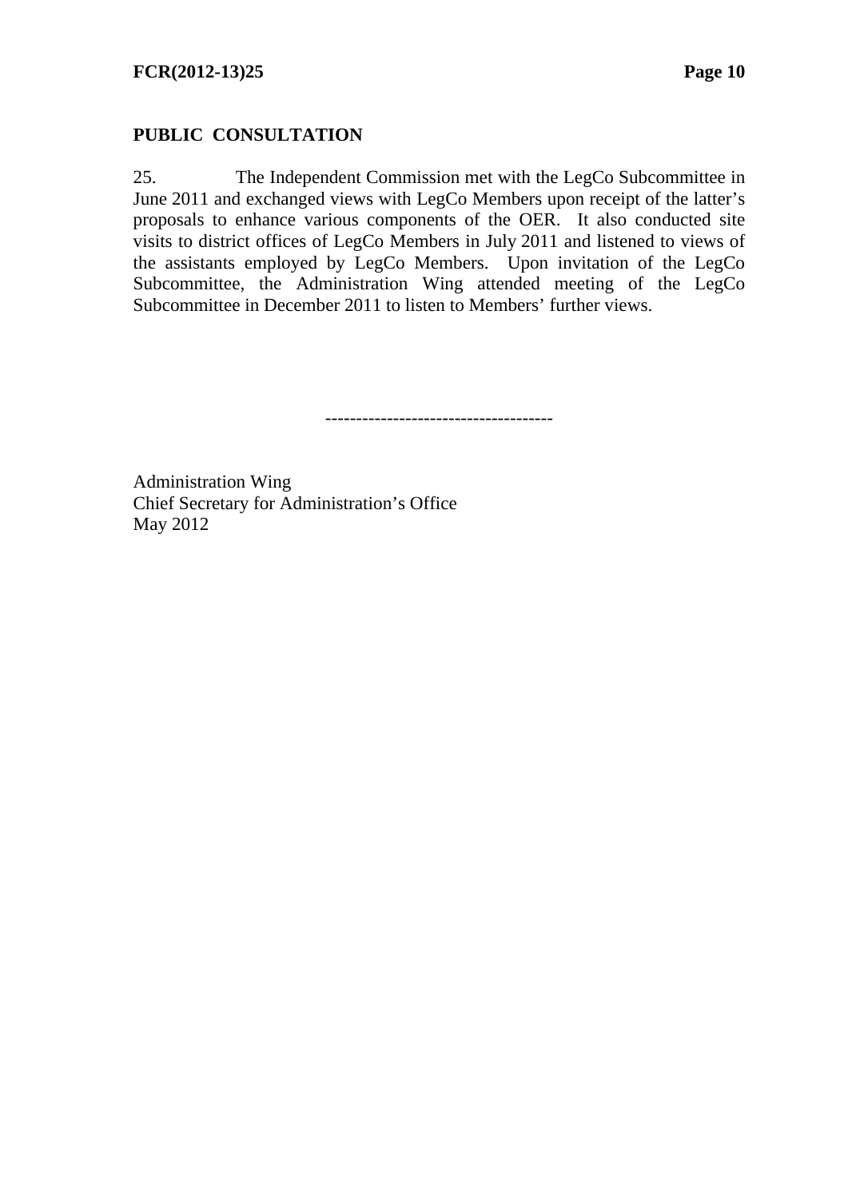## PUBLIC CONSULTATION

25. The Independent Commission met with the LegCo Subcommittee in June 2011 and exchanged views with LegCo Members upon receipt of the latter's proposals to enhance various components of the OER. It also conducted site visits to district offices of LegCo Members in July 2011 and listened to views of the assistants employed by LegCo Members. Upon invitation of the LegCo Subcommittee, the Administration Wing attended meeting of the LegCo Subcommittee in December 2011 to listen to Members' further views.

------------------------------------

Administration Wing  
Chief Secretary for Administration's Office  
May 2012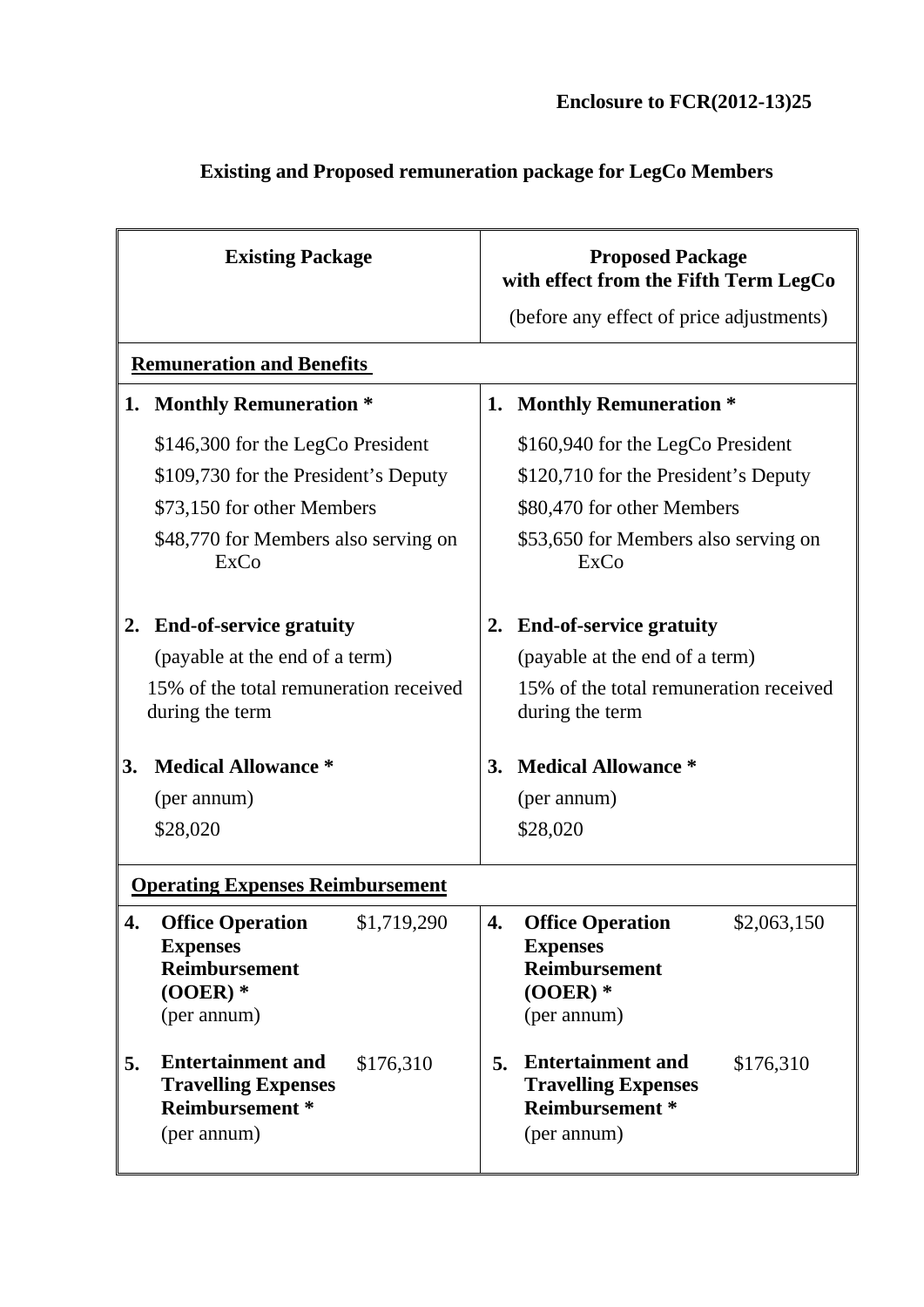**Enclosure to FCR(2012-13)25**

**Existing and Proposed remuneration package for LegCo Members**

| Existing Package | Proposed Package with effect from the Fifth Term LegCo (before any effect of price adjustments) |
|---|---|
| **Remuneration and Benefits** | |
| **1. Monthly Remuneration *** <br> $146,300 for the LegCo President <br> $109,730 for the President's Deputy <br> $73,150 for other Members <br> $48,770 for Members also serving on ExCo | **1. Monthly Remuneration *** <br> $160,940 for the LegCo President <br> $120,710 for the President's Deputy <br> $80,470 for other Members <br> $53,650 for Members also serving on ExCo |
| **2. End-of-service gratuity** <br> (payable at the end of a term) <br> 15% of the total remuneration received during the term | **2. End-of-service gratuity** <br> (payable at the end of a term) <br> 15% of the total remuneration received during the term |
| **3. Medical Allowance *** <br> (per annum) <br> $28,020 | **3. Medical Allowance *** <br> (per annum) <br> $28,020 |
| **Operating Expenses Reimbursement** | |
| **4. Office Operation Expenses Reimbursement (OOER) *** (per annum) — $1,719,290 | **4. Office Operation Expenses Reimbursement (OOER) *** (per annum) — $2,063,150 |
| **5. Entertainment and Travelling Expenses Reimbursement *** (per annum) — $176,310 | **5. Entertainment and Travelling Expenses Reimbursement *** (per annum) — $176,310 |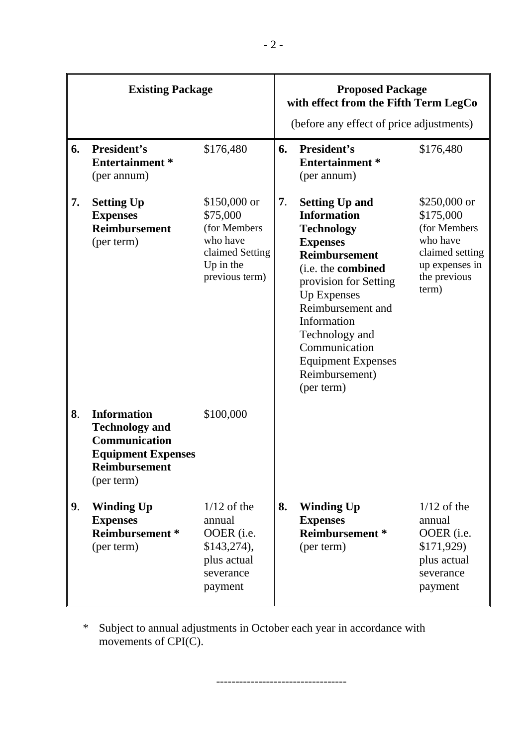| Existing Package | | | Proposed Package with effect from the Fifth Term LegCo (before any effect of price adjustments) | | |
|---|---|---|---|---|---|
| **6.** | **President's Entertainment *** (per annum) | $176,480 | **6.** | **President's Entertainment *** (per annum) | $176,480 |
| **7.** | **Setting Up Expenses Reimbursement** (per term) | $150,000 or $75,000 (for Members who have claimed Setting Up in the previous term) | **7**. | **Setting Up and Information Technology Expenses Reimbursement** (i.e. the **combined** provision for Setting Up Expenses Reimbursement and Information Technology and Communication Equipment Expenses Reimbursement) (per term) | $250,000 or $175,000 (for Members who have claimed setting up expenses in the previous term) |
| **8**. | **Information Technology and Communication Equipment Expenses Reimbursement** (per term) | $100,000 | | | |
| **9**. | **Winding Up Expenses Reimbursement *** (per term) | 1/12 of the annual OOER (i.e. $143,274), plus actual severance payment | **8.** | **Winding Up Expenses Reimbursement *** (per term) | 1/12 of the annual OOER (i.e. $171,929) plus actual severance payment |

\* Subject to annual adjustments in October each year in accordance with movements of CPI(C).

---------------------------------